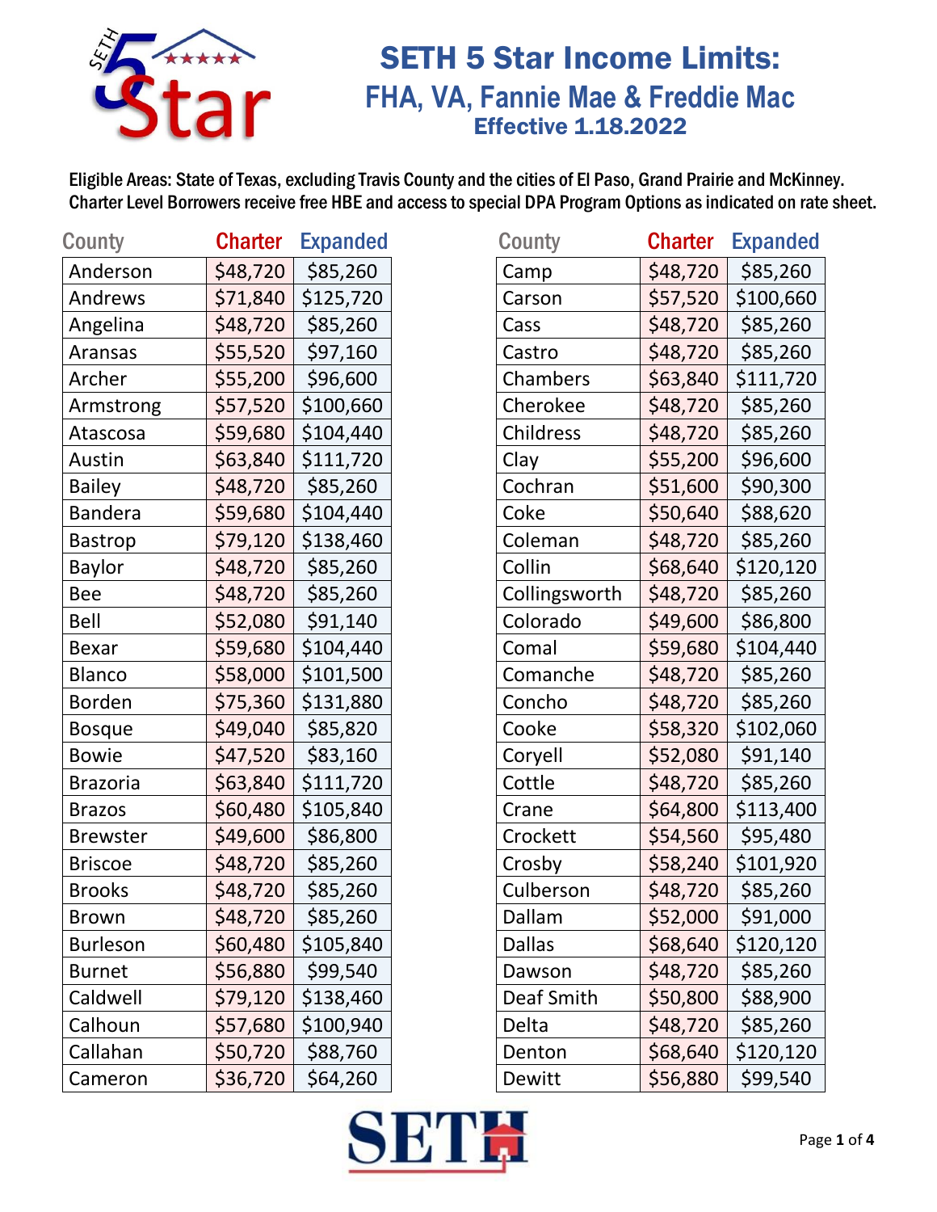# SETH 5 Star Income Limits:

## FHA, VA, Fannie Mae & Freddie Mac

### Effective 1.18.2022

Eligible Areas: State of Texas, excluding Travis County and the cities of El Paso, Grand Prairie and McKinney.
Charter Level Borrowers receive free HBE and access to special DPA Program Options as indicated on rate sheet.

| County | Charter | Expanded |
|---|---|---|
| Anderson | $48,720 | $85,260 |
| Andrews | $71,840 | $125,720 |
| Angelina | $48,720 | $85,260 |
| Aransas | $55,520 | $97,160 |
| Archer | $55,200 | $96,600 |
| Armstrong | $57,520 | $100,660 |
| Atascosa | $59,680 | $104,440 |
| Austin | $63,840 | $111,720 |
| Bailey | $48,720 | $85,260 |
| Bandera | $59,680 | $104,440 |
| Bastrop | $79,120 | $138,460 |
| Baylor | $48,720 | $85,260 |
| Bee | $48,720 | $85,260 |
| Bell | $52,080 | $91,140 |
| Bexar | $59,680 | $104,440 |
| Blanco | $58,000 | $101,500 |
| Borden | $75,360 | $131,880 |
| Bosque | $49,040 | $85,820 |
| Bowie | $47,520 | $83,160 |
| Brazoria | $63,840 | $111,720 |
| Brazos | $60,480 | $105,840 |
| Brewster | $49,600 | $86,800 |
| Briscoe | $48,720 | $85,260 |
| Brooks | $48,720 | $85,260 |
| Brown | $48,720 | $85,260 |
| Burleson | $60,480 | $105,840 |
| Burnet | $56,880 | $99,540 |
| Caldwell | $79,120 | $138,460 |
| Calhoun | $57,680 | $100,940 |
| Callahan | $50,720 | $88,760 |
| Cameron | $36,720 | $64,260 |

| County | Charter | Expanded |
|---|---|---|
| Camp | $48,720 | $85,260 |
| Carson | $57,520 | $100,660 |
| Cass | $48,720 | $85,260 |
| Castro | $48,720 | $85,260 |
| Chambers | $63,840 | $111,720 |
| Cherokee | $48,720 | $85,260 |
| Childress | $48,720 | $85,260 |
| Clay | $55,200 | $96,600 |
| Cochran | $51,600 | $90,300 |
| Coke | $50,640 | $88,620 |
| Coleman | $48,720 | $85,260 |
| Collin | $68,640 | $120,120 |
| Collingsworth | $48,720 | $85,260 |
| Colorado | $49,600 | $86,800 |
| Comal | $59,680 | $104,440 |
| Comanche | $48,720 | $85,260 |
| Concho | $48,720 | $85,260 |
| Cooke | $58,320 | $102,060 |
| Coryell | $52,080 | $91,140 |
| Cottle | $48,720 | $85,260 |
| Crane | $64,800 | $113,400 |
| Crockett | $54,560 | $95,480 |
| Crosby | $58,240 | $101,920 |
| Culberson | $48,720 | $85,260 |
| Dallam | $52,000 | $91,000 |
| Dallas | $68,640 | $120,120 |
| Dawson | $48,720 | $85,260 |
| Deaf Smith | $50,800 | $88,900 |
| Delta | $48,720 | $85,260 |
| Denton | $68,640 | $120,120 |
| Dewitt | $56,880 | $99,540 |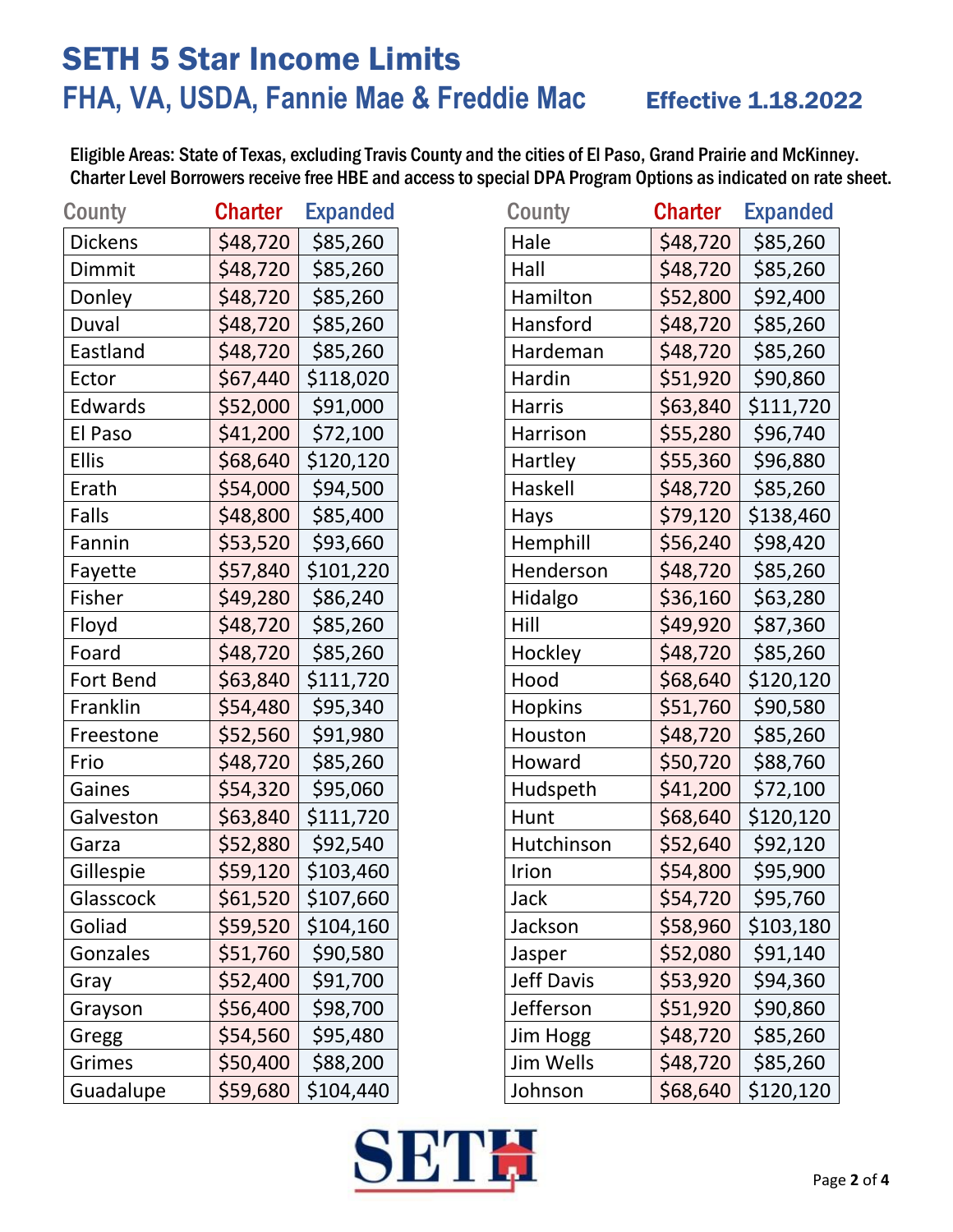# SETH 5 Star Income Limits

## FHA, VA, USDA, Fannie Mae & Freddie Mac

### Effective 1.18.2022

**Eligible Areas: State of Texas, excluding Travis County and the cities of El Paso, Grand Prairie and McKinney.**
**Charter Level Borrowers receive free HBE and access to special DPA Program Options as indicated on rate sheet.**

| County | Charter | Expanded |
|---|---|---|
| Dickens | $48,720 | $85,260 |
| Dimmit | $48,720 | $85,260 |
| Donley | $48,720 | $85,260 |
| Duval | $48,720 | $85,260 |
| Eastland | $48,720 | $85,260 |
| Ector | $67,440 | $118,020 |
| Edwards | $52,000 | $91,000 |
| El Paso | $41,200 | $72,100 |
| Ellis | $68,640 | $120,120 |
| Erath | $54,000 | $94,500 |
| Falls | $48,800 | $85,400 |
| Fannin | $53,520 | $93,660 |
| Fayette | $57,840 | $101,220 |
| Fisher | $49,280 | $86,240 |
| Floyd | $48,720 | $85,260 |
| Foard | $48,720 | $85,260 |
| Fort Bend | $63,840 | $111,720 |
| Franklin | $54,480 | $95,340 |
| Freestone | $52,560 | $91,980 |
| Frio | $48,720 | $85,260 |
| Gaines | $54,320 | $95,060 |
| Galveston | $63,840 | $111,720 |
| Garza | $52,880 | $92,540 |
| Gillespie | $59,120 | $103,460 |
| Glasscock | $61,520 | $107,660 |
| Goliad | $59,520 | $104,160 |
| Gonzales | $51,760 | $90,580 |
| Gray | $52,400 | $91,700 |
| Grayson | $56,400 | $98,700 |
| Gregg | $54,560 | $95,480 |
| Grimes | $50,400 | $88,200 |
| Guadalupe | $59,680 | $104,440 |
| Hale | $48,720 | $85,260 |
| Hall | $48,720 | $85,260 |
| Hamilton | $52,800 | $92,400 |
| Hansford | $48,720 | $85,260 |
| Hardeman | $48,720 | $85,260 |
| Hardin | $51,920 | $90,860 |
| Harris | $63,840 | $111,720 |
| Harrison | $55,280 | $96,740 |
| Hartley | $55,360 | $96,880 |
| Haskell | $48,720 | $85,260 |
| Hays | $79,120 | $138,460 |
| Hemphill | $56,240 | $98,420 |
| Henderson | $48,720 | $85,260 |
| Hidalgo | $36,160 | $63,280 |
| Hill | $49,920 | $87,360 |
| Hockley | $48,720 | $85,260 |
| Hood | $68,640 | $120,120 |
| Hopkins | $51,760 | $90,580 |
| Houston | $48,720 | $85,260 |
| Howard | $50,720 | $88,760 |
| Hudspeth | $41,200 | $72,100 |
| Hunt | $68,640 | $120,120 |
| Hutchinson | $52,640 | $92,120 |
| Irion | $54,800 | $95,900 |
| Jack | $54,720 | $95,760 |
| Jackson | $58,960 | $103,180 |
| Jasper | $52,080 | $91,140 |
| Jeff Davis | $53,920 | $94,360 |
| Jefferson | $51,920 | $90,860 |
| Jim Hogg | $48,720 | $85,260 |
| Jim Wells | $48,720 | $85,260 |
| Johnson | $68,640 | $120,120 |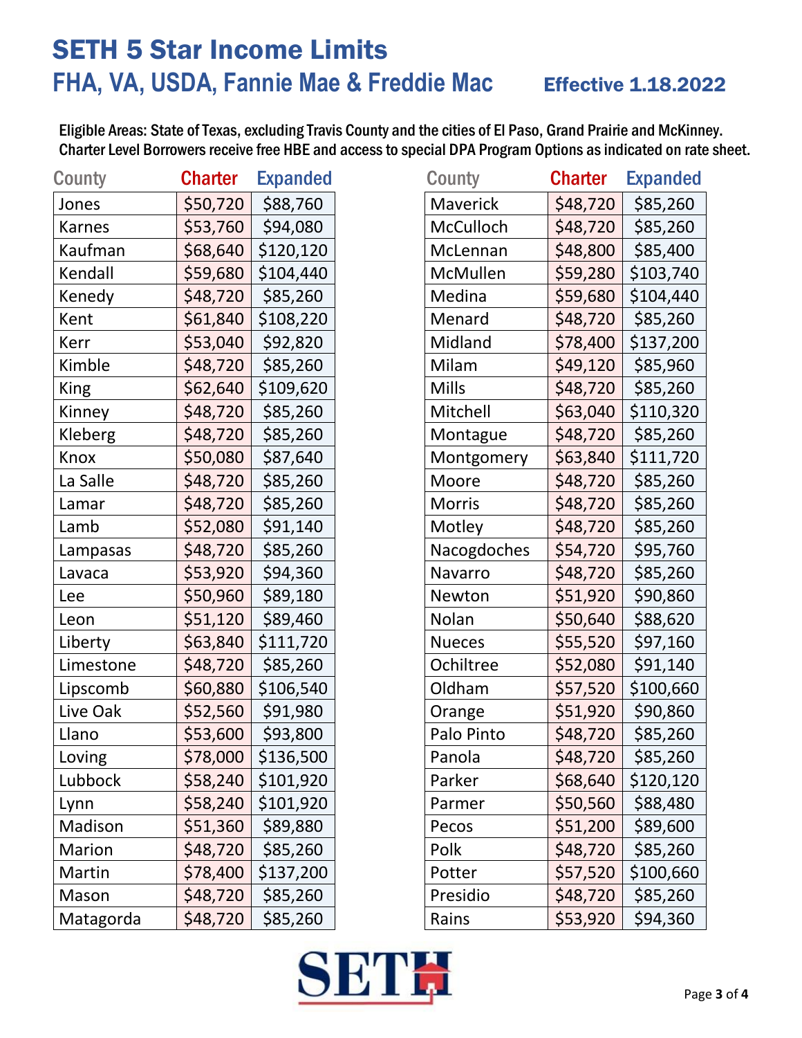# SETH 5 Star Income Limits

## FHA, VA, USDA, Fannie Mae & Freddie Mac

**Effective 1.18.2022**

Eligible Areas: State of Texas, excluding Travis County and the cities of El Paso, Grand Prairie and McKinney.
Charter Level Borrowers receive free HBE and access to special DPA Program Options as indicated on rate sheet.

| County | Charter | Expanded |
|---|---|---|
| Jones | $50,720 | $88,760 |
| Karnes | $53,760 | $94,080 |
| Kaufman | $68,640 | $120,120 |
| Kendall | $59,680 | $104,440 |
| Kenedy | $48,720 | $85,260 |
| Kent | $61,840 | $108,220 |
| Kerr | $53,040 | $92,820 |
| Kimble | $48,720 | $85,260 |
| King | $62,640 | $109,620 |
| Kinney | $48,720 | $85,260 |
| Kleberg | $48,720 | $85,260 |
| Knox | $50,080 | $87,640 |
| La Salle | $48,720 | $85,260 |
| Lamar | $48,720 | $85,260 |
| Lamb | $52,080 | $91,140 |
| Lampasas | $48,720 | $85,260 |
| Lavaca | $53,920 | $94,360 |
| Lee | $50,960 | $89,180 |
| Leon | $51,120 | $89,460 |
| Liberty | $63,840 | $111,720 |
| Limestone | $48,720 | $85,260 |
| Lipscomb | $60,880 | $106,540 |
| Live Oak | $52,560 | $91,980 |
| Llano | $53,600 | $93,800 |
| Loving | $78,000 | $136,500 |
| Lubbock | $58,240 | $101,920 |
| Lynn | $58,240 | $101,920 |
| Madison | $51,360 | $89,880 |
| Marion | $48,720 | $85,260 |
| Martin | $78,400 | $137,200 |
| Mason | $48,720 | $85,260 |
| Matagorda | $48,720 | $85,260 |
| Maverick | $48,720 | $85,260 |
| McCulloch | $48,720 | $85,260 |
| McLennan | $48,800 | $85,400 |
| McMullen | $59,280 | $103,740 |
| Medina | $59,680 | $104,440 |
| Menard | $48,720 | $85,260 |
| Midland | $78,400 | $137,200 |
| Milam | $49,120 | $85,960 |
| Mills | $48,720 | $85,260 |
| Mitchell | $63,040 | $110,320 |
| Montague | $48,720 | $85,260 |
| Montgomery | $63,840 | $111,720 |
| Moore | $48,720 | $85,260 |
| Morris | $48,720 | $85,260 |
| Motley | $48,720 | $85,260 |
| Nacogdoches | $54,720 | $95,760 |
| Navarro | $48,720 | $85,260 |
| Newton | $51,920 | $90,860 |
| Nolan | $50,640 | $88,620 |
| Nueces | $55,520 | $97,160 |
| Ochiltree | $52,080 | $91,140 |
| Oldham | $57,520 | $100,660 |
| Orange | $51,920 | $90,860 |
| Palo Pinto | $48,720 | $85,260 |
| Panola | $48,720 | $85,260 |
| Parker | $68,640 | $120,120 |
| Parmer | $50,560 | $88,480 |
| Pecos | $51,200 | $89,600 |
| Polk | $48,720 | $85,260 |
| Potter | $57,520 | $100,660 |
| Presidio | $48,720 | $85,260 |
| Rains | $53,920 | $94,360 |

SETH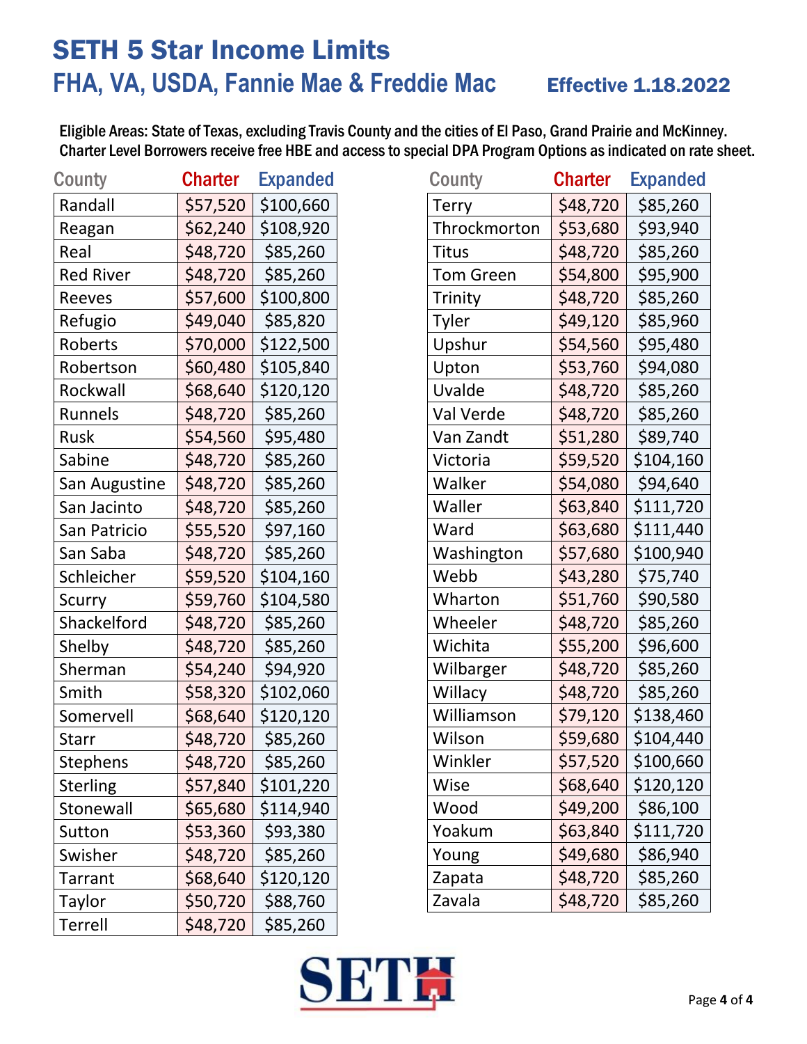# SETH 5 Star Income Limits

## FHA, VA, USDA, Fannie Mae & Freddie Mac

**Effective 1.18.2022**

Eligible Areas: State of Texas, excluding Travis County and the cities of El Paso, Grand Prairie and McKinney.
Charter Level Borrowers receive free HBE and access to special DPA Program Options as indicated on rate sheet.

| County | Charter | Expanded |
|---|---|---|
| Randall | $57,520 | $100,660 |
| Reagan | $62,240 | $108,920 |
| Real | $48,720 | $85,260 |
| Red River | $48,720 | $85,260 |
| Reeves | $57,600 | $100,800 |
| Refugio | $49,040 | $85,820 |
| Roberts | $70,000 | $122,500 |
| Robertson | $60,480 | $105,840 |
| Rockwall | $68,640 | $120,120 |
| Runnels | $48,720 | $85,260 |
| Rusk | $54,560 | $95,480 |
| Sabine | $48,720 | $85,260 |
| San Augustine | $48,720 | $85,260 |
| San Jacinto | $48,720 | $85,260 |
| San Patricio | $55,520 | $97,160 |
| San Saba | $48,720 | $85,260 |
| Schleicher | $59,520 | $104,160 |
| Scurry | $59,760 | $104,580 |
| Shackelford | $48,720 | $85,260 |
| Shelby | $48,720 | $85,260 |
| Sherman | $54,240 | $94,920 |
| Smith | $58,320 | $102,060 |
| Somervell | $68,640 | $120,120 |
| Starr | $48,720 | $85,260 |
| Stephens | $48,720 | $85,260 |
| Sterling | $57,840 | $101,220 |
| Stonewall | $65,680 | $114,940 |
| Sutton | $53,360 | $93,380 |
| Swisher | $48,720 | $85,260 |
| Tarrant | $68,640 | $120,120 |
| Taylor | $50,720 | $88,760 |
| Terrell | $48,720 | $85,260 |
| Terry | $48,720 | $85,260 |
| Throckmorton | $53,680 | $93,940 |
| Titus | $48,720 | $85,260 |
| Tom Green | $54,800 | $95,900 |
| Trinity | $48,720 | $85,260 |
| Tyler | $49,120 | $85,960 |
| Upshur | $54,560 | $95,480 |
| Upton | $53,760 | $94,080 |
| Uvalde | $48,720 | $85,260 |
| Val Verde | $48,720 | $85,260 |
| Van Zandt | $51,280 | $89,740 |
| Victoria | $59,520 | $104,160 |
| Walker | $54,080 | $94,640 |
| Waller | $63,840 | $111,720 |
| Ward | $63,680 | $111,440 |
| Washington | $57,680 | $100,940 |
| Webb | $43,280 | $75,740 |
| Wharton | $51,760 | $90,580 |
| Wheeler | $48,720 | $85,260 |
| Wichita | $55,200 | $96,600 |
| Wilbarger | $48,720 | $85,260 |
| Willacy | $48,720 | $85,260 |
| Williamson | $79,120 | $138,460 |
| Wilson | $59,680 | $104,440 |
| Winkler | $57,520 | $100,660 |
| Wise | $68,640 | $120,120 |
| Wood | $49,200 | $86,100 |
| Yoakum | $63,840 | $111,720 |
| Young | $49,680 | $86,940 |
| Zapata | $48,720 | $85,260 |
| Zavala | $48,720 | $85,260 |

SETH